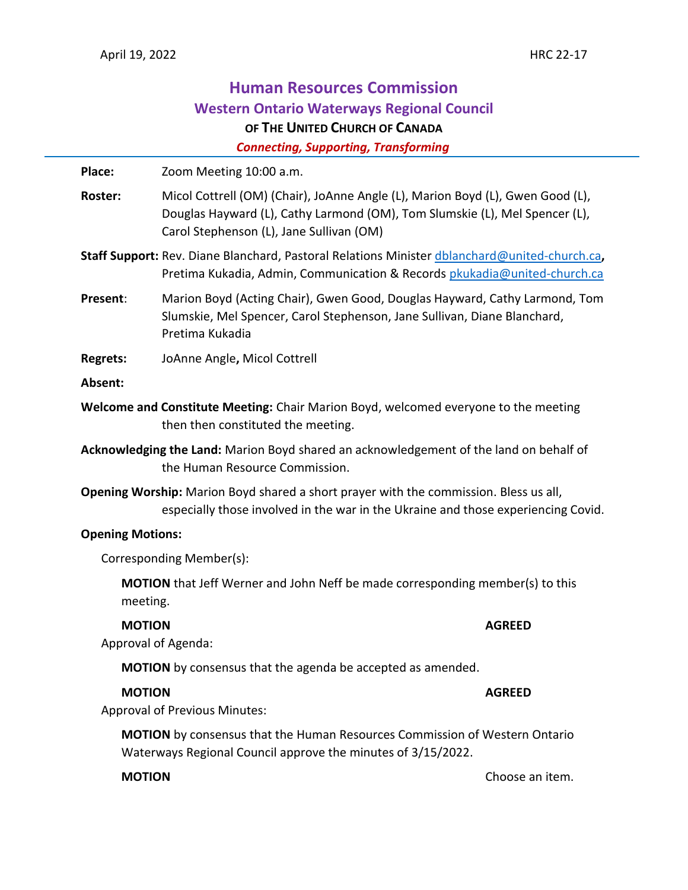April 19, 2022 HRC 22-17

# Human Resources Commission
## Western Ontario Waterways Regional Council
### OF THE UNITED CHURCH OF CANADA
***Connecting, Supporting, Transforming***

---

**Place:** Zoom Meeting 10:00 a.m.

**Roster:** Micol Cottrell (OM) (Chair), JoAnne Angle (L), Marion Boyd (L), Gwen Good (L), Douglas Hayward (L), Cathy Larmond (OM), Tom Slumskie (L), Mel Spencer (L), Carol Stephenson (L), Jane Sullivan (OM)

**Staff Support:** Rev. Diane Blanchard, Pastoral Relations Minister dblanchard@united-church.ca**,** Pretima Kukadia, Admin, Communication & Records pkukadia@united-church.ca

**Present**: Marion Boyd (Acting Chair), Gwen Good, Douglas Hayward, Cathy Larmond, Tom Slumskie, Mel Spencer, Carol Stephenson, Jane Sullivan, Diane Blanchard, Pretima Kukadia

**Regrets:** JoAnne Angle**,** Micol Cottrell

**Absent:**

**Welcome and Constitute Meeting:** Chair Marion Boyd, welcomed everyone to the meeting then then constituted the meeting.

**Acknowledging the Land:** Marion Boyd shared an acknowledgement of the land on behalf of the Human Resource Commission.

**Opening Worship:** Marion Boyd shared a short prayer with the commission. Bless us all, especially those involved in the war in the Ukraine and those experiencing Covid.

**Opening Motions:**

Corresponding Member(s):

**MOTION** that Jeff Werner and John Neff be made corresponding member(s) to this meeting.

**MOTION** **AGREED**

Approval of Agenda:

**MOTION** by consensus that the agenda be accepted as amended.

**MOTION** **AGREED**

Approval of Previous Minutes:

**MOTION** by consensus that the Human Resources Commission of Western Ontario Waterways Regional Council approve the minutes of 3/15/2022.

**MOTION** Choose an item.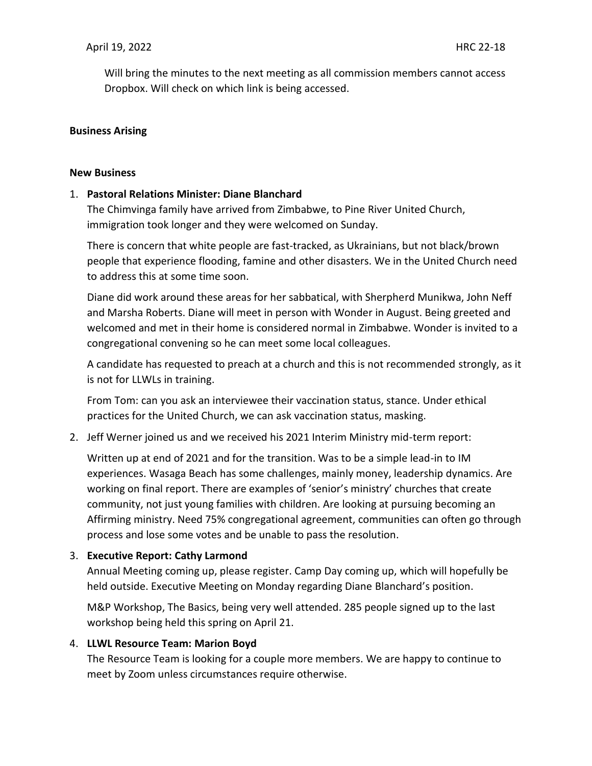Will bring the minutes to the next meeting as all commission members cannot access Dropbox. Will check on which link is being accessed.

**Business Arising**

**New Business**

1. **Pastoral Relations Minister: Diane Blanchard**
   The Chimvinga family have arrived from Zimbabwe, to Pine River United Church, immigration took longer and they were welcomed on Sunday.

   There is concern that white people are fast-tracked, as Ukrainians, but not black/brown people that experience flooding, famine and other disasters. We in the United Church need to address this at some time soon.

   Diane did work around these areas for her sabbatical, with Sherpherd Munikwa, John Neff and Marsha Roberts. Diane will meet in person with Wonder in August. Being greeted and welcomed and met in their home is considered normal in Zimbabwe. Wonder is invited to a congregational convening so he can meet some local colleagues.

   A candidate has requested to preach at a church and this is not recommended strongly, as it is not for LLWLs in training.

   From Tom: can you ask an interviewee their vaccination status, stance. Under ethical practices for the United Church, we can ask vaccination status, masking.

2. Jeff Werner joined us and we received his 2021 Interim Ministry mid-term report:

   Written up at end of 2021 and for the transition. Was to be a simple lead-in to IM experiences. Wasaga Beach has some challenges, mainly money, leadership dynamics. Are working on final report. There are examples of 'senior's ministry' churches that create community, not just young families with children. Are looking at pursuing becoming an Affirming ministry. Need 75% congregational agreement, communities can often go through process and lose some votes and be unable to pass the resolution.

3. **Executive Report: Cathy Larmond**
   Annual Meeting coming up, please register. Camp Day coming up, which will hopefully be held outside. Executive Meeting on Monday regarding Diane Blanchard's position.

   M&P Workshop, The Basics, being very well attended. 285 people signed up to the last workshop being held this spring on April 21.

4. **LLWL Resource Team: Marion Boyd**
   The Resource Team is looking for a couple more members. We are happy to continue to meet by Zoom unless circumstances require otherwise.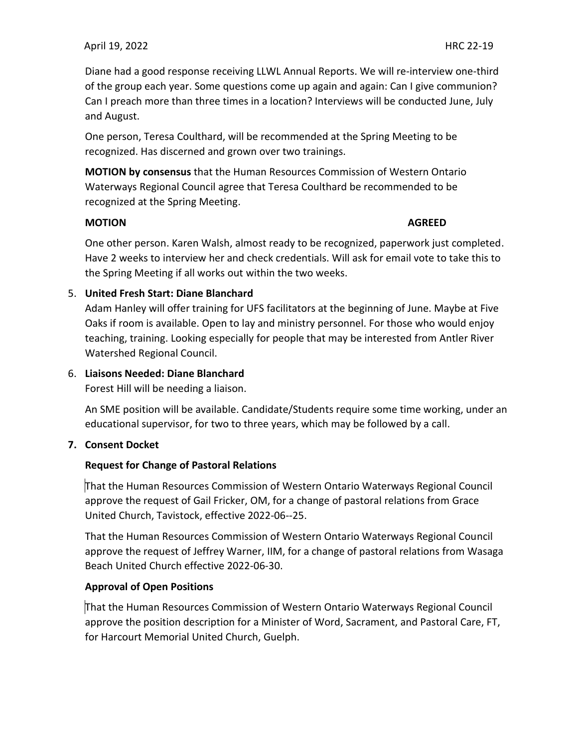Diane had a good response receiving LLWL Annual Reports. We will re-interview one-third of the group each year. Some questions come up again and again: Can I give communion? Can I preach more than three times in a location? Interviews will be conducted June, July and August.

One person, Teresa Coulthard, will be recommended at the Spring Meeting to be recognized. Has discerned and grown over two trainings.

**MOTION by consensus** that the Human Resources Commission of Western Ontario Waterways Regional Council agree that Teresa Coulthard be recommended to be recognized at the Spring Meeting.

**MOTION** **AGREED**

One other person. Karen Walsh, almost ready to be recognized, paperwork just completed. Have 2 weeks to interview her and check credentials. Will ask for email vote to take this to the Spring Meeting if all works out within the two weeks.

5. **United Fresh Start: Diane Blanchard**
   Adam Hanley will offer training for UFS facilitators at the beginning of June. Maybe at Five Oaks if room is available. Open to lay and ministry personnel. For those who would enjoy teaching, training. Looking especially for people that may be interested from Antler River Watershed Regional Council.

6. **Liaisons Needed: Diane Blanchard**
   Forest Hill will be needing a liaison.

   An SME position will be available. Candidate/Students require some time working, under an educational supervisor, for two to three years, which may be followed by a call.

7. **Consent Docket**

**Request for Change of Pastoral Relations**

That the Human Resources Commission of Western Ontario Waterways Regional Council approve the request of Gail Fricker, OM, for a change of pastoral relations from Grace United Church, Tavistock, effective 2022-06--25.

That the Human Resources Commission of Western Ontario Waterways Regional Council approve the request of Jeffrey Warner, IIM, for a change of pastoral relations from Wasaga Beach United Church effective 2022-06-30.

**Approval of Open Positions**

That the Human Resources Commission of Western Ontario Waterways Regional Council approve the position description for a Minister of Word, Sacrament, and Pastoral Care, FT, for Harcourt Memorial United Church, Guelph.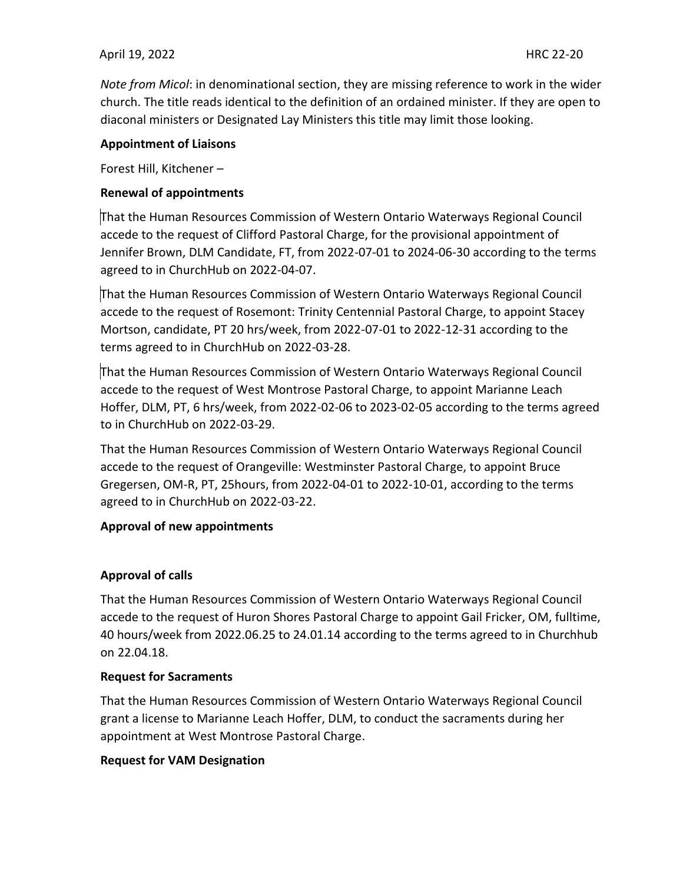*Note from Micol*: in denominational section, they are missing reference to work in the wider church. The title reads identical to the definition of an ordained minister. If they are open to diaconal ministers or Designated Lay Ministers this title may limit those looking.

**Appointment of Liaisons**

Forest Hill, Kitchener –

**Renewal of appointments**

That the Human Resources Commission of Western Ontario Waterways Regional Council accede to the request of Clifford Pastoral Charge, for the provisional appointment of Jennifer Brown, DLM Candidate, FT, from 2022-07-01 to 2024-06-30 according to the terms agreed to in ChurchHub on 2022-04-07.

That the Human Resources Commission of Western Ontario Waterways Regional Council accede to the request of Rosemont: Trinity Centennial Pastoral Charge, to appoint Stacey Mortson, candidate, PT 20 hrs/week, from 2022-07-01 to 2022-12-31 according to the terms agreed to in ChurchHub on 2022-03-28.

That the Human Resources Commission of Western Ontario Waterways Regional Council accede to the request of West Montrose Pastoral Charge, to appoint Marianne Leach Hoffer, DLM, PT, 6 hrs/week, from 2022-02-06 to 2023-02-05 according to the terms agreed to in ChurchHub on 2022-03-29.

That the Human Resources Commission of Western Ontario Waterways Regional Council accede to the request of Orangeville: Westminster Pastoral Charge, to appoint Bruce Gregersen, OM-R, PT, 25hours, from 2022-04-01 to 2022-10-01, according to the terms agreed to in ChurchHub on 2022-03-22.

**Approval of new appointments**

**Approval of calls**

That the Human Resources Commission of Western Ontario Waterways Regional Council accede to the request of Huron Shores Pastoral Charge to appoint Gail Fricker, OM, fulltime, 40 hours/week from 2022.06.25 to 24.01.14 according to the terms agreed to in Churchhub on 22.04.18.

**Request for Sacraments**

That the Human Resources Commission of Western Ontario Waterways Regional Council grant a license to Marianne Leach Hoffer, DLM, to conduct the sacraments during her appointment at West Montrose Pastoral Charge.

**Request for VAM Designation**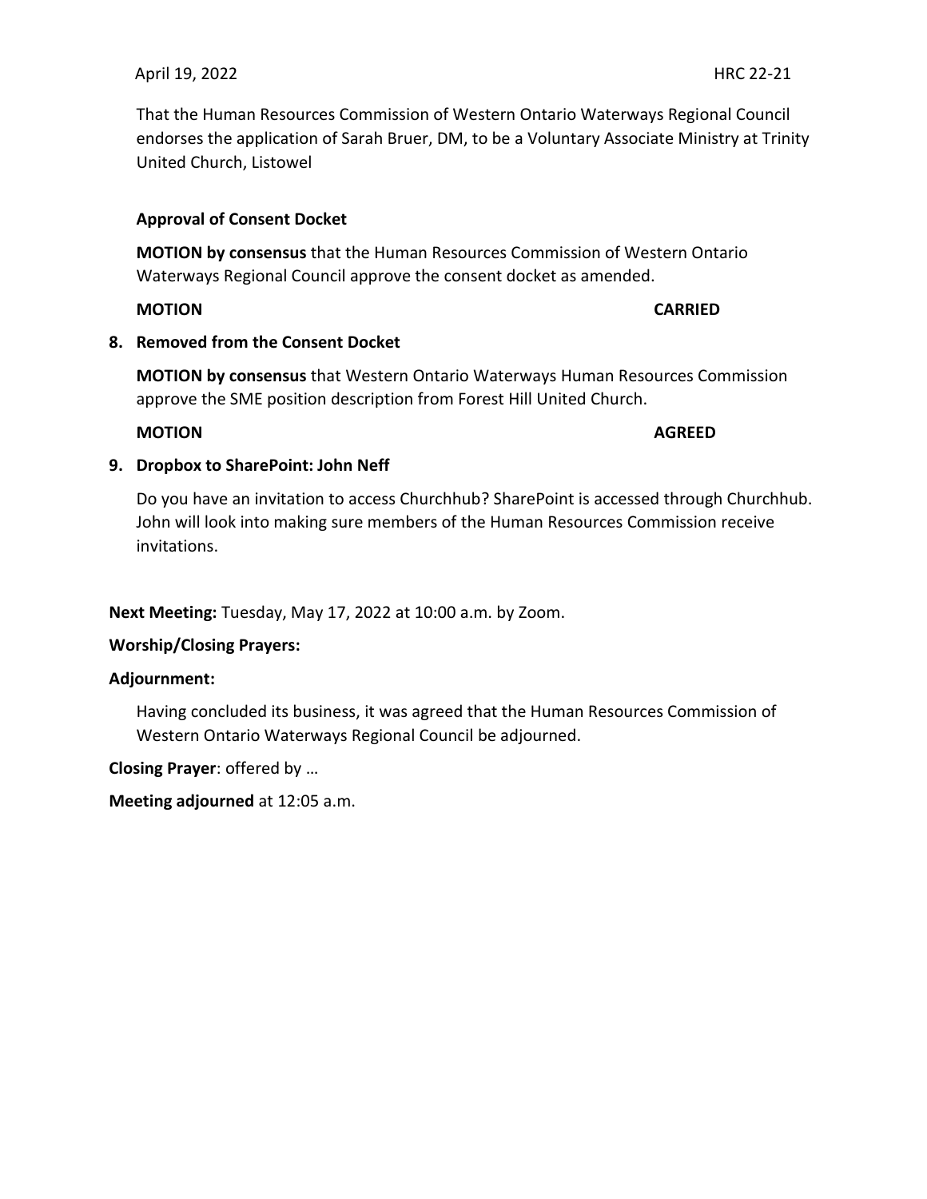That the Human Resources Commission of Western Ontario Waterways Regional Council endorses the application of Sarah Bruer, DM, to be a Voluntary Associate Ministry at Trinity United Church, Listowel

**Approval of Consent Docket**

**MOTION by consensus** that the Human Resources Commission of Western Ontario Waterways Regional Council approve the consent docket as amended.

**MOTION** **CARRIED**

**8. Removed from the Consent Docket**

**MOTION by consensus** that Western Ontario Waterways Human Resources Commission approve the SME position description from Forest Hill United Church.

**MOTION** **AGREED**

**9. Dropbox to SharePoint: John Neff**

Do you have an invitation to access Churchhub? SharePoint is accessed through Churchhub. John will look into making sure members of the Human Resources Commission receive invitations.

**Next Meeting:** Tuesday, May 17, 2022 at 10:00 a.m. by Zoom.

**Worship/Closing Prayers:**

**Adjournment:**

Having concluded its business, it was agreed that the Human Resources Commission of Western Ontario Waterways Regional Council be adjourned.

**Closing Prayer**: offered by …

**Meeting adjourned** at 12:05 a.m.